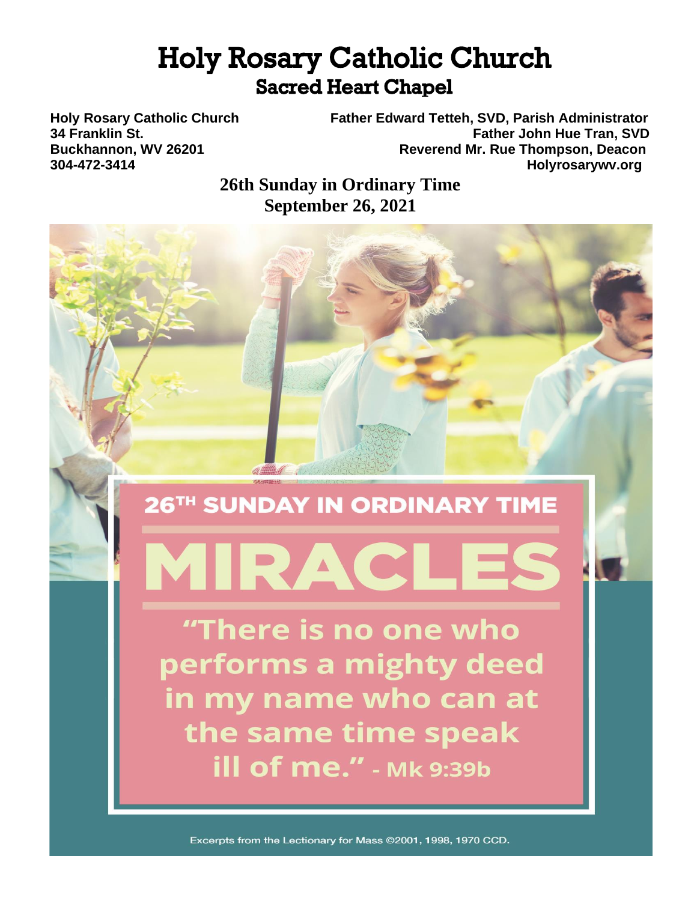# Holy Rosary Catholic Church

## Sacred Heart Chapel

**Holy Rosary Catholic Church**
**34 Franklin St.**
**Buckhannon, WV 26201**
**304-472-3414**

**Father Edward Tetteh, SVD, Parish Administrator**
**Father John Hue Tran, SVD**
**Reverend Mr. Rue Thompson, Deacon**
**Holyrosarywv.org**

**26th Sunday in Ordinary Time**
**September 26, 2021**

26TH SUNDAY IN ORDINARY TIME

MIRACLES

"There is no one who performs a mighty deed in my name who can at the same time speak ill of me." - Mk 9:39b

Excerpts from the Lectionary for Mass ©2001, 1998, 1970 CCD.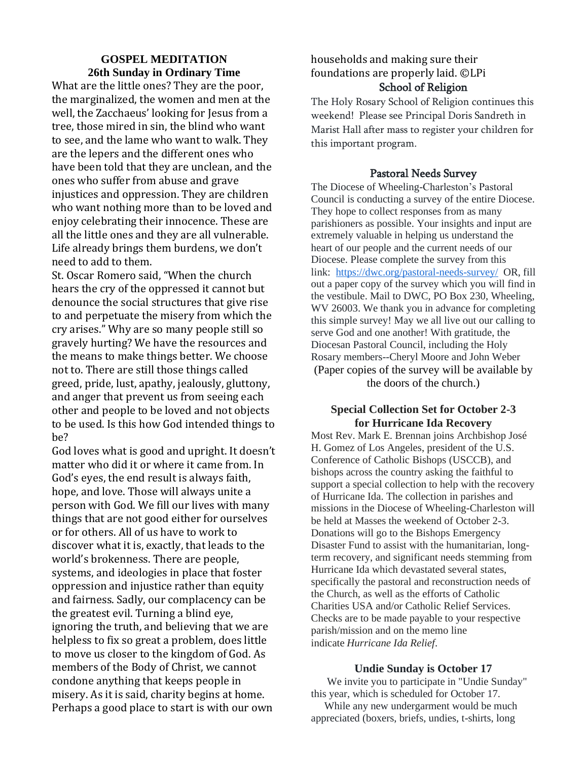## GOSPEL MEDITATION
### 26th Sunday in Ordinary Time

What are the little ones? They are the poor, the marginalized, the women and men at the well, the Zacchaeus' looking for Jesus from a tree, those mired in sin, the blind who want to see, and the lame who want to walk. They are the lepers and the different ones who have been told that they are unclean, and the ones who suffer from abuse and grave injustices and oppression. They are children who want nothing more than to be loved and enjoy celebrating their innocence. These are all the little ones and they are all vulnerable. Life already brings them burdens, we don't need to add to them.

St. Oscar Romero said, "When the church hears the cry of the oppressed it cannot but denounce the social structures that give rise to and perpetuate the misery from which the cry arises." Why are so many people still so gravely hurting? We have the resources and the means to make things better. We choose not to. There are still those things called greed, pride, lust, apathy, jealously, gluttony, and anger that prevent us from seeing each other and people to be loved and not objects to be used. Is this how God intended things to be?

God loves what is good and upright. It doesn't matter who did it or where it came from. In God's eyes, the end result is always faith, hope, and love. Those will always unite a person with God. We fill our lives with many things that are not good either for ourselves or for others. All of us have to work to discover what it is, exactly, that leads to the world's brokenness. There are people, systems, and ideologies in place that foster oppression and injustice rather than equity and fairness. Sadly, our complacency can be the greatest evil. Turning a blind eye, ignoring the truth, and believing that we are helpless to fix so great a problem, does little to move us closer to the kingdom of God. As members of the Body of Christ, we cannot condone anything that keeps people in misery. As it is said, charity begins at home. Perhaps a good place to start is with our own households and making sure their foundations are properly laid. ©LPi

### School of Religion

The Holy Rosary School of Religion continues this weekend! Please see Principal Doris Sandreth in Marist Hall after mass to register your children for this important program.

### Pastoral Needs Survey

The Diocese of Wheeling-Charleston's Pastoral Council is conducting a survey of the entire Diocese. They hope to collect responses from as many parishioners as possible. Your insights and input are extremely valuable in helping us understand the heart of our people and the current needs of our Diocese. Please complete the survey from this link: https://dwc.org/pastoral-needs-survey/ OR, fill out a paper copy of the survey which you will find in the vestibule. Mail to DWC, PO Box 230, Wheeling, WV 26003. We thank you in advance for completing this simple survey! May we all live out our calling to serve God and one another! With gratitude, the Diocesan Pastoral Council, including the Holy Rosary members--Cheryl Moore and John Weber

(Paper copies of the survey will be available by the doors of the church.)

### Special Collection Set for October 2-3 for Hurricane Ida Recovery

Most Rev. Mark E. Brennan joins Archbishop José H. Gomez of Los Angeles, president of the U.S. Conference of Catholic Bishops (USCCB), and bishops across the country asking the faithful to support a special collection to help with the recovery of Hurricane Ida. The collection in parishes and missions in the Diocese of Wheeling-Charleston will be held at Masses the weekend of October 2-3. Donations will go to the Bishops Emergency Disaster Fund to assist with the humanitarian, long-term recovery, and significant needs stemming from Hurricane Ida which devastated several states, specifically the pastoral and reconstruction needs of the Church, as well as the efforts of Catholic Charities USA and/or Catholic Relief Services. Checks are to be made payable to your respective parish/mission and on the memo line indicate *Hurricane Ida Relief*.

### Undie Sunday is October 17

We invite you to participate in "Undie Sunday" this year, which is scheduled for October 17.

While any new undergarment would be much appreciated (boxers, briefs, undies, t-shirts, long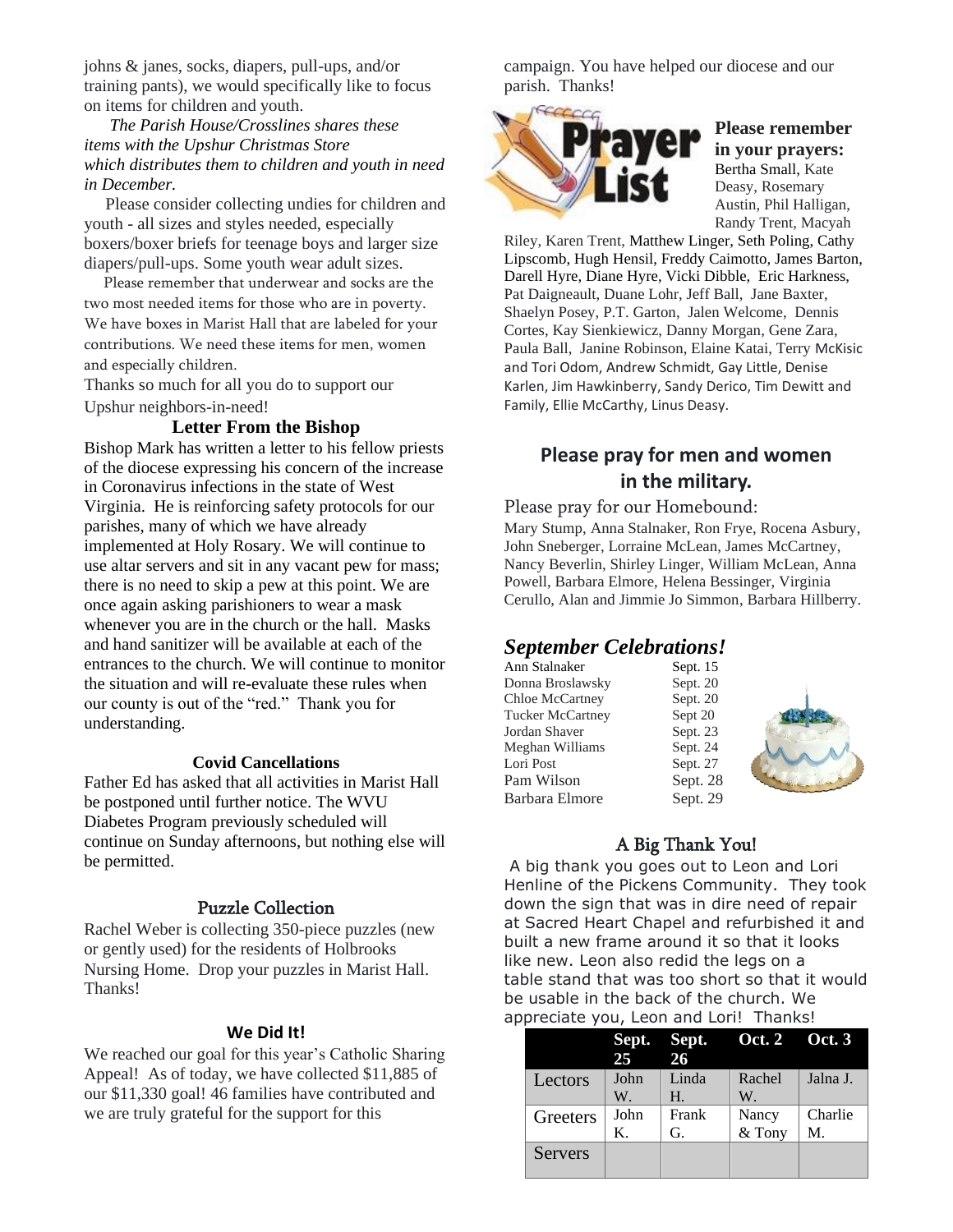johns & janes, socks, diapers, pull-ups, and/or training pants), we would specifically like to focus on items for children and youth.

*The Parish House/Crosslines shares these items with the Upshur Christmas Store which distributes them to children and youth in need in December.*

Please consider collecting undies for children and youth - all sizes and styles needed, especially boxers/boxer briefs for teenage boys and larger size diapers/pull-ups. Some youth wear adult sizes.

Please remember that underwear and socks are the two most needed items for those who are in poverty. We have boxes in Marist Hall that are labeled for your contributions. We need these items for men, women and especially children.

Thanks so much for all you do to support our Upshur neighbors-in-need!

### Letter From the Bishop

Bishop Mark has written a letter to his fellow priests of the diocese expressing his concern of the increase in Coronavirus infections in the state of West Virginia. He is reinforcing safety protocols for our parishes, many of which we have already implemented at Holy Rosary. We will continue to use altar servers and sit in any vacant pew for mass; there is no need to skip a pew at this point. We are once again asking parishioners to wear a mask whenever you are in the church or the hall. Masks and hand sanitizer will be available at each of the entrances to the church. We will continue to monitor the situation and will re-evaluate these rules when our county is out of the "red." Thank you for understanding.

### Covid Cancellations

Father Ed has asked that all activities in Marist Hall be postponed until further notice. The WVU Diabetes Program previously scheduled will continue on Sunday afternoons, but nothing else will be permitted.

### Puzzle Collection

Rachel Weber is collecting 350-piece puzzles (new or gently used) for the residents of Holbrooks Nursing Home. Drop your puzzles in Marist Hall. Thanks!

### We Did It!

We reached our goal for this year's Catholic Sharing Appeal! As of today, we have collected $11,885 of our $11,330 goal! 46 families have contributed and we are truly grateful for the support for this campaign. You have helped our diocese and our parish. Thanks!

## Prayer List

**Please remember in your prayers:** Bertha Small, Kate Deasy, Rosemary Austin, Phil Halligan, Randy Trent, Macyah Riley, Karen Trent, Matthew Linger, Seth Poling, Cathy Lipscomb, Hugh Hensil, Freddy Caimotto, James Barton, Darell Hyre, Diane Hyre, Vicki Dibble, Eric Harkness, Pat Daigneault, Duane Lohr, Jeff Ball, Jane Baxter, Shaelyn Posey, P.T. Garton, Jalen Welcome, Dennis Cortes, Kay Sienkiewicz, Danny Morgan, Gene Zara, Paula Ball, Janine Robinson, Elaine Katai, Terry McKisic and Tori Odom, Andrew Schmidt, Gay Little, Denise Karlen, Jim Hawkinberry, Sandy Derico, Tim Dewitt and Family, Ellie McCarthy, Linus Deasy.

### Please pray for men and women in the military.

Please pray for our Homebound:

Mary Stump, Anna Stalnaker, Ron Frye, Rocena Asbury, John Sneberger, Lorraine McLean, James McCartney, Nancy Beverlin, Shirley Linger, William McLean, Anna Powell, Barbara Elmore, Helena Bessinger, Virginia Cerullo, Alan and Jimmie Jo Simmon, Barbara Hillberry.

## *September Celebrations!*

| | |
|---|---|
| Ann Stalnaker | Sept. 15 |
| Donna Broslawsky | Sept. 20 |
| Chloe McCartney | Sept. 20 |
| Tucker McCartney | Sept 20 |
| Jordan Shaver | Sept. 23 |
| Meghan Williams | Sept. 24 |
| Lori Post | Sept. 27 |
| Pam Wilson | Sept. 28 |
| Barbara Elmore | Sept. 29 |

### A Big Thank You!

A big thank you goes out to Leon and Lori Henline of the Pickens Community. They took down the sign that was in dire need of repair at Sacred Heart Chapel and refurbished it and built a new frame around it so that it looks like new. Leon also redid the legs on a table stand that was too short so that it would be usable in the back of the church. We appreciate you, Leon and Lori! Thanks!

| | Sept. 25 | Sept. 26 | Oct. 2 | Oct. 3 |
|---|---|---|---|---|
| Lectors | John W. | Linda H. | Rachel W. | Jalna J. |
| Greeters | John K. | Frank G. | Nancy & Tony | Charlie M. |
| Servers | | | | |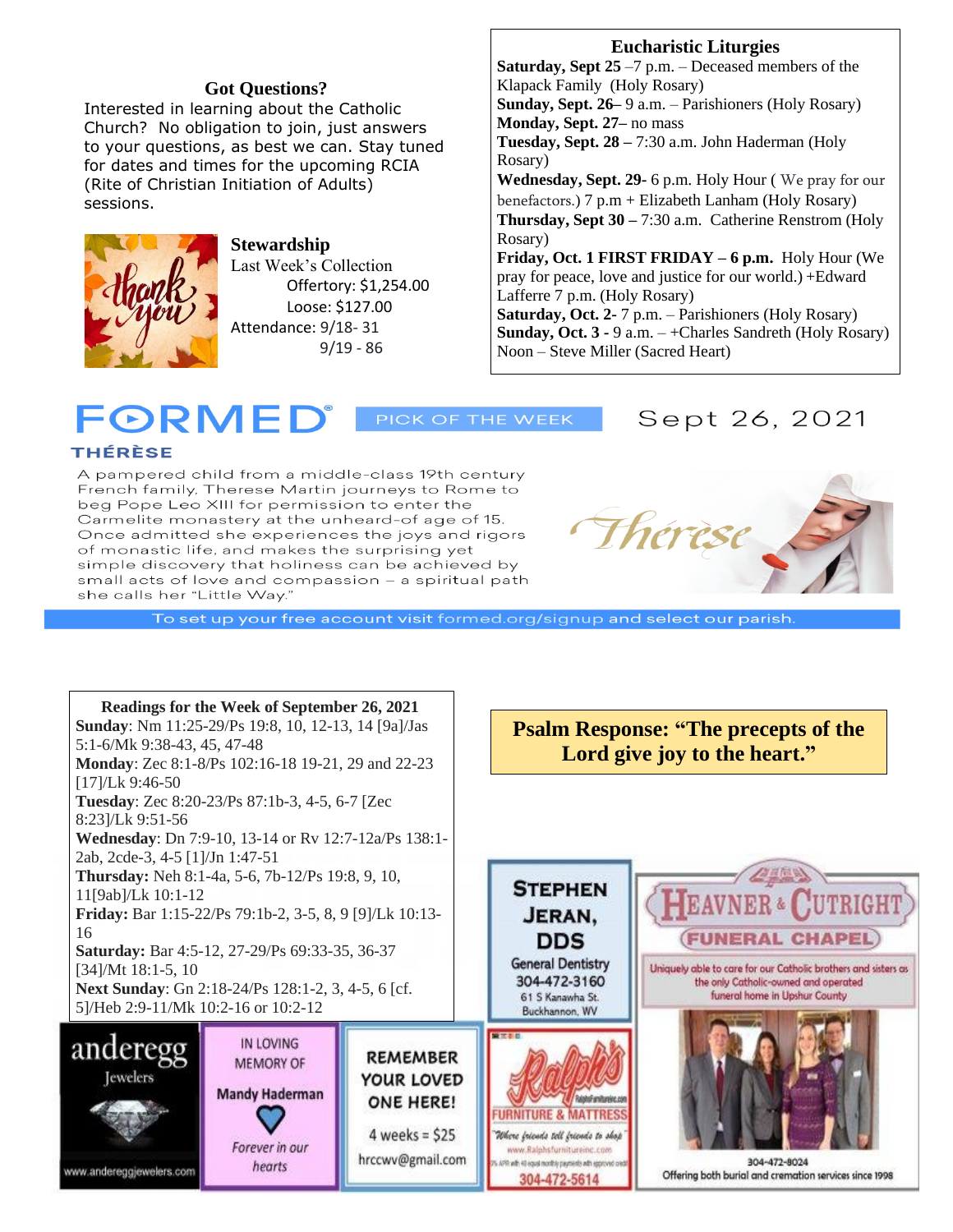## Got Questions?

Interested in learning about the Catholic Church? No obligation to join, just answers to your questions, as best we can. Stay tuned for dates and times for the upcoming RCIA (Rite of Christian Initiation of Adults) sessions.

## Stewardship

Last Week's Collection

Offertory: $1,254.00

Loose: $127.00

Attendance: 9/18- 31

9/19 - 86

## Eucharistic Liturgies

**Saturday, Sept 25** –7 p.m. – Deceased members of the Klapack Family (Holy Rosary)

**Sunday, Sept. 26**– 9 a.m. – Parishioners (Holy Rosary)

**Monday, Sept. 27**– no mass

**Tuesday, Sept. 28** – 7:30 a.m. John Haderman (Holy Rosary)

**Wednesday, Sept. 29**- 6 p.m. Holy Hour ( We pray for our benefactors.) 7 p.m + Elizabeth Lanham (Holy Rosary)

**Thursday, Sept 30** – 7:30 a.m. Catherine Renstrom (Holy Rosary)

**Friday, Oct. 1 FIRST FRIDAY – 6 p.m.** Holy Hour (We pray for peace, love and justice for our world.) +Edward Lafferre 7 p.m. (Holy Rosary)

**Saturday, Oct. 2**- 7 p.m. – Parishioners (Holy Rosary)

**Sunday, Oct. 3** - 9 a.m. – +Charles Sandreth (Holy Rosary)

Noon – Steve Miller (Sacred Heart)

## FORMED® PICK OF THE WEEK — Sept 26, 2021

### THÉRÈSE

A pampered child from a middle-class 19th century French family, Therese Martin journeys to Rome to beg Pope Leo XIII for permission to enter the Carmelite monastery at the unheard-of age of 15. Once admitted she experiences the joys and rigors of monastic life, and makes the surprising yet simple discovery that holiness can be achieved by small acts of love and compassion – a spiritual path she calls her "Little Way."

To set up your free account visit formed.org/signup and select our parish.

## Readings for the Week of September 26, 2021

**Sunday**: Nm 11:25-29/Ps 19:8, 10, 12-13, 14 [9a]/Jas 5:1-6/Mk 9:38-43, 45, 47-48

**Monday**: Zec 8:1-8/Ps 102:16-18 19-21, 29 and 22-23 [17]/Lk 9:46-50

**Tuesday**: Zec 8:20-23/Ps 87:1b-3, 4-5, 6-7 [Zec 8:23]/Lk 9:51-56

**Wednesday**: Dn 7:9-10, 13-14 or Rv 12:7-12a/Ps 138:1-2ab, 2cde-3, 4-5 [1]/Jn 1:47-51

**Thursday:** Neh 8:1-4a, 5-6, 7b-12/Ps 19:8, 9, 10, 11[9ab]/Lk 10:1-12

**Friday:** Bar 1:15-22/Ps 79:1b-2, 3-5, 8, 9 [9]/Lk 10:13-16

**Saturday:** Bar 4:5-12, 27-29/Ps 69:33-35, 36-37 [34]/Mt 18:1-5, 10

**Next Sunday**: Gn 2:18-24/Ps 128:1-2, 3, 4-5, 6 [cf. 5]/Heb 2:9-11/Mk 10:2-16 or 10:2-12

**Psalm Response: "The precepts of the Lord give joy to the heart."**

STEPHEN JERAN, DDS
General Dentistry
304-472-3160
61 S Kanawha St.
Buckhannon, WV

HEAVNER & CUTRIGHT FUNERAL CHAPEL
Uniquely able to care for our Catholic brothers and sisters as the only Catholic-owned and operated funeral home in Upshur County
304-472-8024
Offering both burial and cremation services since 1998

anderegg Jewelers
www.andereggjewelers.com

IN LOVING MEMORY OF
Mandy Haderman
Forever in our hearts

REMEMBER YOUR LOVED ONE HERE!
4 weeks = $25
hrccwv@gmail.com

Ralph's FURNITURE & MATTRESS
"Where friends tell friends to shop"
www.Ralphsfurnitureinc.com
304-472-5614